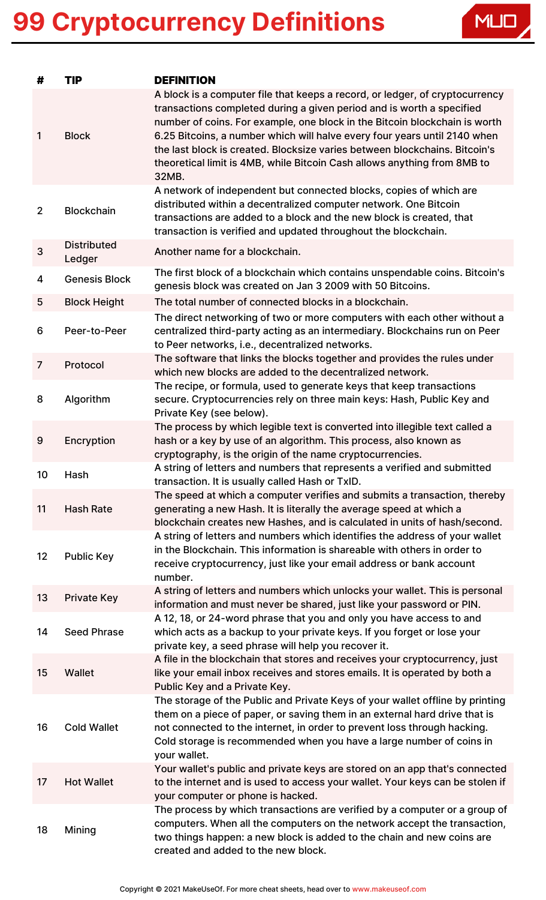# 99 Cryptocurrency Definitions

| # | TIP | DEFINITION |
|---|---|---|
| 1 | Block | A block is a computer file that keeps a record, or ledger, of cryptocurrency transactions completed during a given period and is worth a specified number of coins. For example, one block in the Bitcoin blockchain is worth 6.25 Bitcoins, a number which will halve every four years until 2140 when the last block is created. Blocksize varies between blockchains. Bitcoin's theoretical limit is 4MB, while Bitcoin Cash allows anything from 8MB to 32MB. |
| 2 | Blockchain | A network of independent but connected blocks, copies of which are distributed within a decentralized computer network. One Bitcoin transactions are added to a block and the new block is created, that transaction is verified and updated throughout the blockchain. |
| 3 | Distributed Ledger | Another name for a blockchain. |
| 4 | Genesis Block | The first block of a blockchain which contains unspendable coins. Bitcoin's genesis block was created on Jan 3 2009 with 50 Bitcoins. |
| 5 | Block Height | The total number of connected blocks in a blockchain. |
| 6 | Peer-to-Peer | The direct networking of two or more computers with each other without a centralized third-party acting as an intermediary. Blockchains run on Peer to Peer networks, i.e., decentralized networks. |
| 7 | Protocol | The software that links the blocks together and provides the rules under which new blocks are added to the decentralized network. |
| 8 | Algorithm | The recipe, or formula, used to generate keys that keep transactions secure. Cryptocurrencies rely on three main keys: Hash, Public Key and Private Key (see below). |
| 9 | Encryption | The process by which legible text is converted into illegible text called a hash or a key by use of an algorithm. This process, also known as cryptography, is the origin of the name cryptocurrencies. |
| 10 | Hash | A string of letters and numbers that represents a verified and submitted transaction. It is usually called Hash or TxID. |
| 11 | Hash Rate | The speed at which a computer verifies and submits a transaction, thereby generating a new Hash. It is literally the average speed at which a blockchain creates new Hashes, and is calculated in units of hash/second. |
| 12 | Public Key | A string of letters and numbers which identifies the address of your wallet in the Blockchain. This information is shareable with others in order to receive cryptocurrency, just like your email address or bank account number. |
| 13 | Private Key | A string of letters and numbers which unlocks your wallet. This is personal information and must never be shared, just like your password or PIN. |
| 14 | Seed Phrase | A 12, 18, or 24-word phrase that you and only you have access to and which acts as a backup to your private keys. If you forget or lose your private key, a seed phrase will help you recover it. |
| 15 | Wallet | A file in the blockchain that stores and receives your cryptocurrency, just like your email inbox receives and stores emails. It is operated by both a Public Key and a Private Key. |
| 16 | Cold Wallet | The storage of the Public and Private Keys of your wallet offline by printing them on a piece of paper, or saving them in an external hard drive that is not connected to the internet, in order to prevent loss through hacking. Cold storage is recommended when you have a large number of coins in your wallet. |
| 17 | Hot Wallet | Your wallet's public and private keys are stored on an app that's connected to the internet and is used to access your wallet. Your keys can be stolen if your computer or phone is hacked. |
| 18 | Mining | The process by which transactions are verified by a computer or a group of computers. When all the computers on the network accept the transaction, two things happen: a new block is added to the chain and new coins are created and added to the new block. |

Copyright © 2021 MakeUseOf. For more cheat sheets, head over to www.makeuseof.com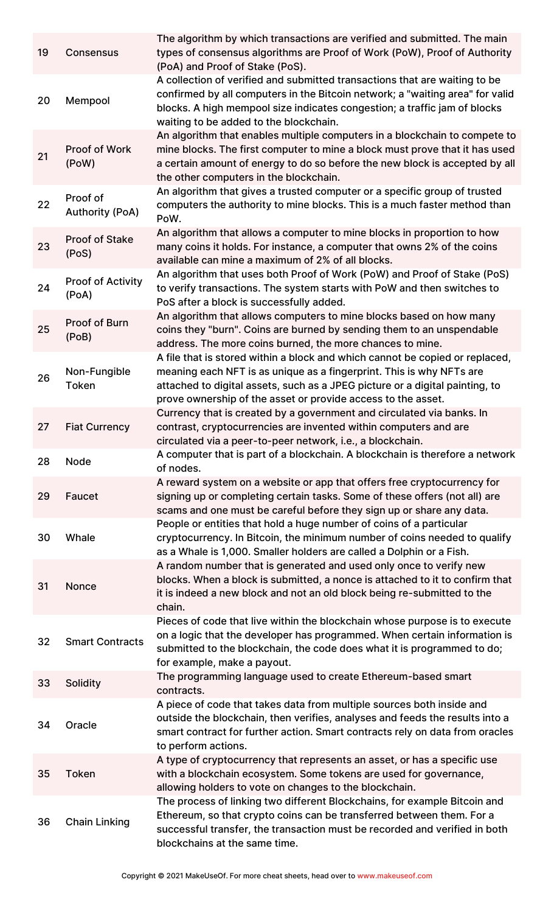| | | |
|---|---|---|
| 19 | Consensus | The algorithm by which transactions are verified and submitted. The main types of consensus algorithms are Proof of Work (PoW), Proof of Authority (PoA) and Proof of Stake (PoS). |
| 20 | Mempool | A collection of verified and submitted transactions that are waiting to be confirmed by all computers in the Bitcoin network; a "waiting area" for valid blocks. A high mempool size indicates congestion; a traffic jam of blocks waiting to be added to the blockchain. |
| 21 | Proof of Work (PoW) | An algorithm that enables multiple computers in a blockchain to compete to mine blocks. The first computer to mine a block must prove that it has used a certain amount of energy to do so before the new block is accepted by all the other computers in the blockchain. |
| 22 | Proof of Authority (PoA) | An algorithm that gives a trusted computer or a specific group of trusted computers the authority to mine blocks. This is a much faster method than PoW. |
| 23 | Proof of Stake (PoS) | An algorithm that allows a computer to mine blocks in proportion to how many coins it holds. For instance, a computer that owns 2% of the coins available can mine a maximum of 2% of all blocks. |
| 24 | Proof of Activity (PoA) | An algorithm that uses both Proof of Work (PoW) and Proof of Stake (PoS) to verify transactions. The system starts with PoW and then switches to PoS after a block is successfully added. |
| 25 | Proof of Burn (PoB) | An algorithm that allows computers to mine blocks based on how many coins they "burn". Coins are burned by sending them to an unspendable address. The more coins burned, the more chances to mine. |
| 26 | Non-Fungible Token | A file that is stored within a block and which cannot be copied or replaced, meaning each NFT is as unique as a fingerprint. This is why NFTs are attached to digital assets, such as a JPEG picture or a digital painting, to prove ownership of the asset or provide access to the asset. |
| 27 | Fiat Currency | Currency that is created by a government and circulated via banks. In contrast, cryptocurrencies are invented within computers and are circulated via a peer-to-peer network, i.e., a blockchain. |
| 28 | Node | A computer that is part of a blockchain. A blockchain is therefore a network of nodes. |
| 29 | Faucet | A reward system on a website or app that offers free cryptocurrency for signing up or completing certain tasks. Some of these offers (not all) are scams and one must be careful before they sign up or share any data. |
| 30 | Whale | People or entities that hold a huge number of coins of a particular cryptocurrency. In Bitcoin, the minimum number of coins needed to qualify as a Whale is 1,000. Smaller holders are called a Dolphin or a Fish. |
| 31 | Nonce | A random number that is generated and used only once to verify new blocks. When a block is submitted, a nonce is attached to it to confirm that it is indeed a new block and not an old block being re-submitted to the chain. |
| 32 | Smart Contracts | Pieces of code that live within the blockchain whose purpose is to execute on a logic that the developer has programmed. When certain information is submitted to the blockchain, the code does what it is programmed to do; for example, make a payout. |
| 33 | Solidity | The programming language used to create Ethereum-based smart contracts. |
| 34 | Oracle | A piece of code that takes data from multiple sources both inside and outside the blockchain, then verifies, analyses and feeds the results into a smart contract for further action. Smart contracts rely on data from oracles to perform actions. |
| 35 | Token | A type of cryptocurrency that represents an asset, or has a specific use with a blockchain ecosystem. Some tokens are used for governance, allowing holders to vote on changes to the blockchain. |
| 36 | Chain Linking | The process of linking two different Blockchains, for example Bitcoin and Ethereum, so that crypto coins can be transferred between them. For a successful transfer, the transaction must be recorded and verified in both blockchains at the same time. |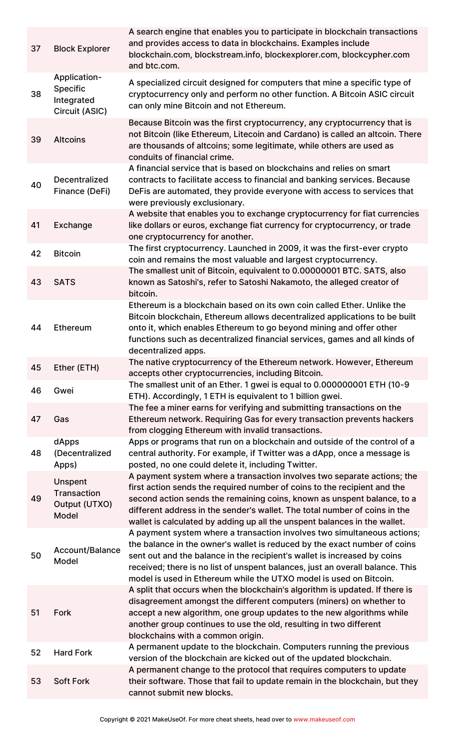| | | |
|---|---|---|
| 37 | Block Explorer | A search engine that enables you to participate in blockchain transactions and provides access to data in blockchains. Examples include blockchain.com, blockstream.info, blockexplorer.com, blockcypher.com and btc.com. |
| 38 | Application-Specific Integrated Circuit (ASIC) | A specialized circuit designed for computers that mine a specific type of cryptocurrency only and perform no other function. A Bitcoin ASIC circuit can only mine Bitcoin and not Ethereum. |
| 39 | Altcoins | Because Bitcoin was the first cryptocurrency, any cryptocurrency that is not Bitcoin (like Ethereum, Litecoin and Cardano) is called an altcoin. There are thousands of altcoins; some legitimate, while others are used as conduits of financial crime. |
| 40 | Decentralized Finance (DeFi) | A financial service that is based on blockchains and relies on smart contracts to facilitate access to financial and banking services. Because DeFis are automated, they provide everyone with access to services that were previously exclusionary. |
| 41 | Exchange | A website that enables you to exchange cryptocurrency for fiat currencies like dollars or euros, exchange fiat currency for cryptocurrency, or trade one cryptocurrency for another. |
| 42 | Bitcoin | The first cryptocurrency. Launched in 2009, it was the first-ever crypto coin and remains the most valuable and largest cryptocurrency. |
| 43 | SATS | The smallest unit of Bitcoin, equivalent to 0.00000001 BTC. SATS, also known as Satoshi's, refer to Satoshi Nakamoto, the alleged creator of bitcoin. |
| 44 | Ethereum | Ethereum is a blockchain based on its own coin called Ether. Unlike the Bitcoin blockchain, Ethereum allows decentralized applications to be built onto it, which enables Ethereum to go beyond mining and offer other functions such as decentralized financial services, games and all kinds of decentralized apps. |
| 45 | Ether (ETH) | The native cryptocurrency of the Ethereum network. However, Ethereum accepts other cryptocurrencies, including Bitcoin. |
| 46 | Gwei | The smallest unit of an Ether. 1 gwei is equal to 0.000000001 ETH (10-9 ETH). Accordingly, 1 ETH is equivalent to 1 billion gwei. |
| 47 | Gas | The fee a miner earns for verifying and submitting transactions on the Ethereum network. Requiring Gas for every transaction prevents hackers from clogging Ethereum with invalid transactions. |
| 48 | dApps (Decentralized Apps) | Apps or programs that run on a blockchain and outside of the control of a central authority. For example, if Twitter was a dApp, once a message is posted, no one could delete it, including Twitter. |
| 49 | Unspent Transaction Output (UTXO) Model | A payment system where a transaction involves two separate actions; the first action sends the required number of coins to the recipient and the second action sends the remaining coins, known as unspent balance, to a different address in the sender's wallet. The total number of coins in the wallet is calculated by adding up all the unspent balances in the wallet. |
| 50 | Account/Balance Model | A payment system where a transaction involves two simultaneous actions; the balance in the owner's wallet is reduced by the exact number of coins sent out and the balance in the recipient's wallet is increased by coins received; there is no list of unspent balances, just an overall balance. This model is used in Ethereum while the UTXO model is used on Bitcoin. |
| 51 | Fork | A split that occurs when the blockchain's algorithm is updated. If there is disagreement amongst the different computers (miners) on whether to accept a new algorithm, one group updates to the new algorithms while another group continues to use the old, resulting in two different blockchains with a common origin. |
| 52 | Hard Fork | A permanent update to the blockchain. Computers running the previous version of the blockchain are kicked out of the updated blockchain. |
| 53 | Soft Fork | A permanent change to the protocol that requires computers to update their software. Those that fail to update remain in the blockchain, but they cannot submit new blocks. |

Copyright © 2021 MakeUseOf. For more cheat sheets, head over to www.makeuseof.com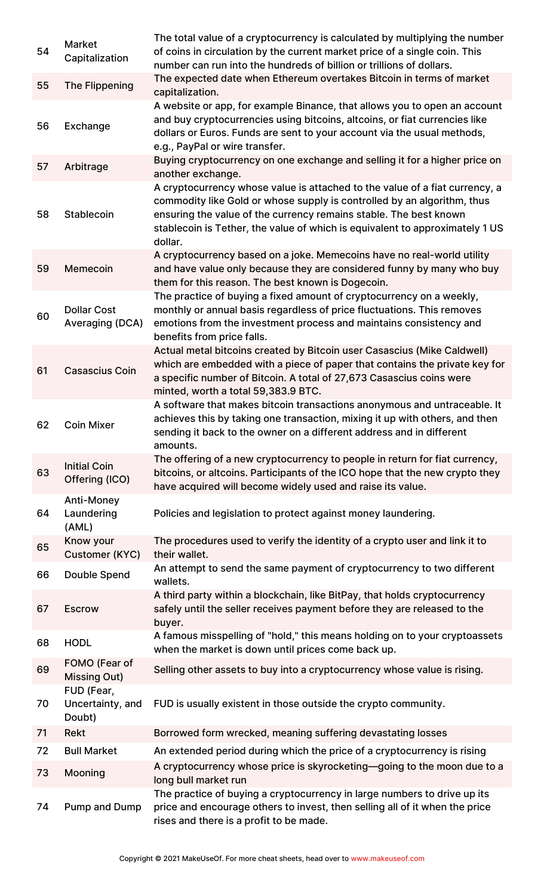| | | |
|---|---|---|
| 54 | Market Capitalization | The total value of a cryptocurrency is calculated by multiplying the number of coins in circulation by the current market price of a single coin. This number can run into the hundreds of billion or trillions of dollars. |
| 55 | The Flippening | The expected date when Ethereum overtakes Bitcoin in terms of market capitalization. |
| 56 | Exchange | A website or app, for example Binance, that allows you to open an account and buy cryptocurrencies using bitcoins, altcoins, or fiat currencies like dollars or Euros. Funds are sent to your account via the usual methods, e.g., PayPal or wire transfer. |
| 57 | Arbitrage | Buying cryptocurrency on one exchange and selling it for a higher price on another exchange. |
| 58 | Stablecoin | A cryptocurrency whose value is attached to the value of a fiat currency, a commodity like Gold or whose supply is controlled by an algorithm, thus ensuring the value of the currency remains stable. The best known stablecoin is Tether, the value of which is equivalent to approximately 1 US dollar. |
| 59 | Memecoin | A cryptocurrency based on a joke. Memecoins have no real-world utility and have value only because they are considered funny by many who buy them for this reason. The best known is Dogecoin. |
| 60 | Dollar Cost Averaging (DCA) | The practice of buying a fixed amount of cryptocurrency on a weekly, monthly or annual basis regardless of price fluctuations. This removes emotions from the investment process and maintains consistency and benefits from price falls. |
| 61 | Casascius Coin | Actual metal bitcoins created by Bitcoin user Casascius (Mike Caldwell) which are embedded with a piece of paper that contains the private key for a specific number of Bitcoin. A total of 27,673 Casascius coins were minted, worth a total 59,383.9 BTC. |
| 62 | Coin Mixer | A software that makes bitcoin transactions anonymous and untraceable. It achieves this by taking one transaction, mixing it up with others, and then sending it back to the owner on a different address and in different amounts. |
| 63 | Initial Coin Offering (ICO) | The offering of a new cryptocurrency to people in return for fiat currency, bitcoins, or altcoins. Participants of the ICO hope that the new crypto they have acquired will become widely used and raise its value. |
| 64 | Anti-Money Laundering (AML) | Policies and legislation to protect against money laundering. |
| 65 | Know your Customer (KYC) | The procedures used to verify the identity of a crypto user and link it to their wallet. |
| 66 | Double Spend | An attempt to send the same payment of cryptocurrency to two different wallets. |
| 67 | Escrow | A third party within a blockchain, like BitPay, that holds cryptocurrency safely until the seller receives payment before they are released to the buyer. |
| 68 | HODL | A famous misspelling of "hold," this means holding on to your cryptoassets when the market is down until prices come back up. |
| 69 | FOMO (Fear of Missing Out) | Selling other assets to buy into a cryptocurrency whose value is rising. |
| 70 | FUD (Fear, Uncertainty, and Doubt) | FUD is usually existent in those outside the crypto community. |
| 71 | Rekt | Borrowed form wrecked, meaning suffering devastating losses |
| 72 | Bull Market | An extended period during which the price of a cryptocurrency is rising |
| 73 | Mooning | A cryptocurrency whose price is skyrocketing—going to the moon due to a long bull market run |
| 74 | Pump and Dump | The practice of buying a cryptocurrency in large numbers to drive up its price and encourage others to invest, then selling all of it when the price rises and there is a profit to be made. |

Copyright © 2021 MakeUseOf. For more cheat sheets, head over to www.makeuseof.com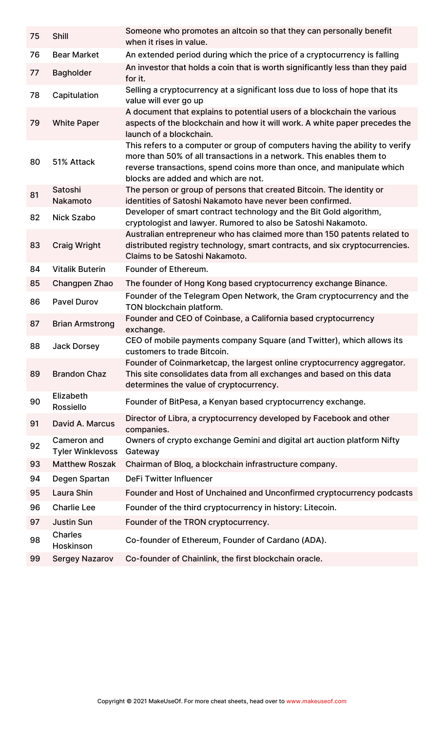| | | |
|---|---|---|
| 75 | Shill | Someone who promotes an altcoin so that they can personally benefit when it rises in value. |
| 76 | Bear Market | An extended period during which the price of a cryptocurrency is falling |
| 77 | Bagholder | An investor that holds a coin that is worth significantly less than they paid for it. |
| 78 | Capitulation | Selling a cryptocurrency at a significant loss due to loss of hope that its value will ever go up |
| 79 | White Paper | A document that explains to potential users of a blockchain the various aspects of the blockchain and how it will work. A white paper precedes the launch of a blockchain. |
| 80 | 51% Attack | This refers to a computer or group of computers having the ability to verify more than 50% of all transactions in a network. This enables them to reverse transactions, spend coins more than once, and manipulate which blocks are added and which are not. |
| 81 | Satoshi Nakamoto | The person or group of persons that created Bitcoin. The identity or identities of Satoshi Nakamoto have never been confirmed. |
| 82 | Nick Szabo | Developer of smart contract technology and the Bit Gold algorithm, cryptologist and lawyer. Rumored to also be Satoshi Nakamoto. |
| 83 | Craig Wright | Australian entrepreneur who has claimed more than 150 patents related to distributed registry technology, smart contracts, and six cryptocurrencies. Claims to be Satoshi Nakamoto. |
| 84 | Vitalik Buterin | Founder of Ethereum. |
| 85 | Changpen Zhao | The founder of Hong Kong based cryptocurrency exchange Binance. |
| 86 | Pavel Durov | Founder of the Telegram Open Network, the Gram cryptocurrency and the TON blockchain platform. |
| 87 | Brian Armstrong | Founder and CEO of Coinbase, a California based cryptocurrency exchange. |
| 88 | Jack Dorsey | CEO of mobile payments company Square (and Twitter), which allows its customers to trade Bitcoin. |
| 89 | Brandon Chaz | Founder of Coinmarketcap, the largest online cryptocurrency aggregator. This site consolidates data from all exchanges and based on this data determines the value of cryptocurrency. |
| 90 | Elizabeth Rossiello | Founder of BitPesa, a Kenyan based cryptocurrency exchange. |
| 91 | David A. Marcus | Director of Libra, a cryptocurrency developed by Facebook and other companies. |
| 92 | Cameron and Tyler Winklevoss | Owners of crypto exchange Gemini and digital art auction platform Nifty Gateway |
| 93 | Matthew Roszak | Chairman of Bloq, a blockchain infrastructure company. |
| 94 | Degen Spartan | DeFi Twitter Influencer |
| 95 | Laura Shin | Founder and Host of Unchained and Unconfirmed cryptocurrency podcasts |
| 96 | Charlie Lee | Founder of the third cryptocurrency in history: Litecoin. |
| 97 | Justin Sun | Founder of the TRON cryptocurrency. |
| 98 | Charles Hoskinson | Co-founder of Ethereum, Founder of Cardano (ADA). |
| 99 | Sergey Nazarov | Co-founder of Chainlink, the first blockchain oracle. |

Copyright © 2021 MakeUseOf. For more cheat sheets, head over to www.makeuseof.com